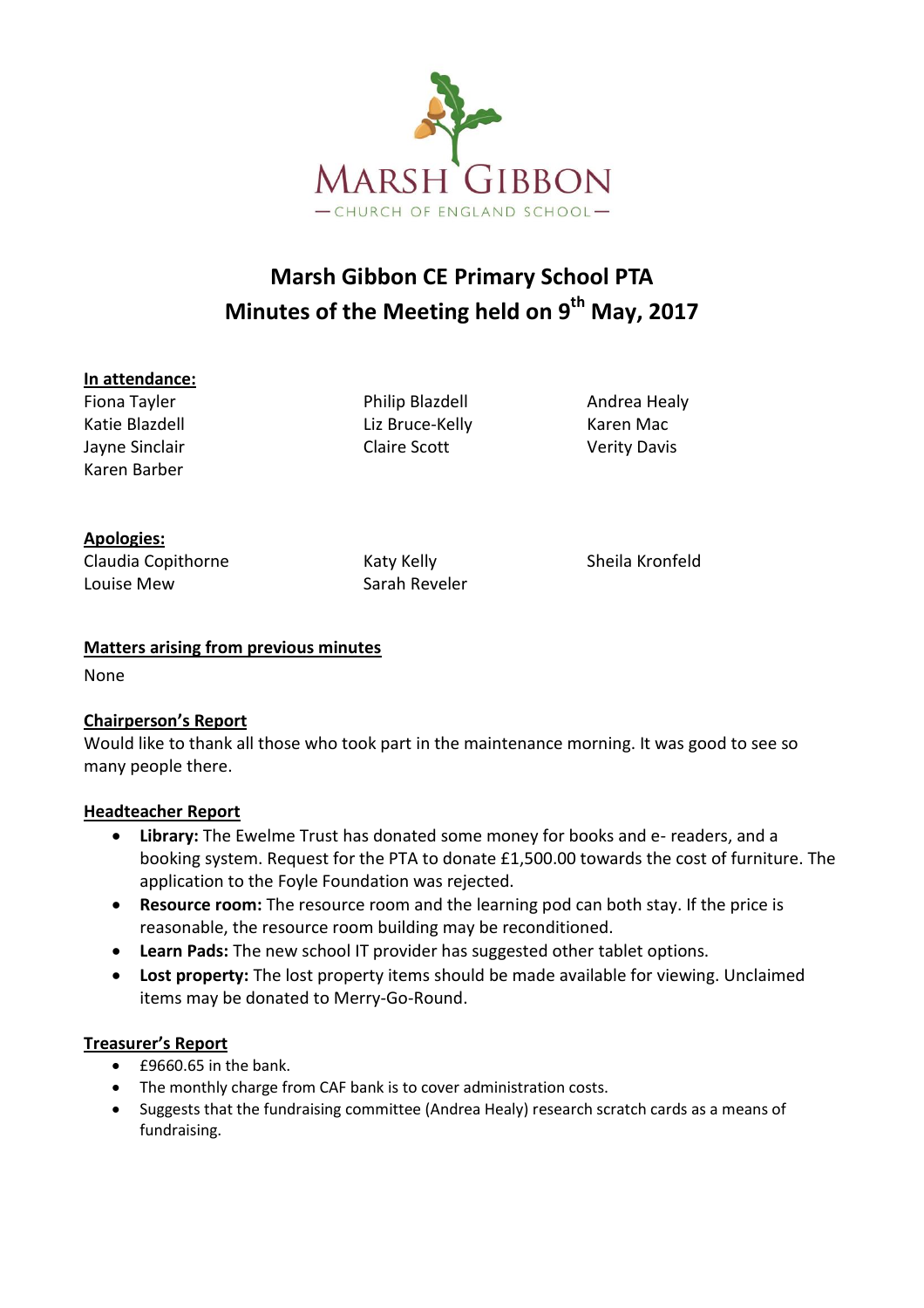MARSH GIBBON

— CHURCH OF ENGLAND SCHOOL —

# Marsh Gibbon CE Primary School PTA
# Minutes of the Meeting held on 9th May, 2017

**In attendance:**

Fiona Tayler
Katie Blazdell
Jayne Sinclair
Karen Barber
Philip Blazdell
Liz Bruce-Kelly
Claire Scott
Andrea Healy
Karen Mac
Verity Davis

**Apologies:**

Claudia Copithorne
Louise Mew
Katy Kelly
Sarah Reveler
Sheila Kronfeld

**Matters arising from previous minutes**

None

**Chairperson's Report**

Would like to thank all those who took part in the maintenance morning. It was good to see so many people there.

**Headteacher Report**

- **Library:** The Ewelme Trust has donated some money for books and e- readers, and a booking system. Request for the PTA to donate £1,500.00 towards the cost of furniture. The application to the Foyle Foundation was rejected.
- **Resource room:** The resource room and the learning pod can both stay. If the price is reasonable, the resource room building may be reconditioned.
- **Learn Pads:** The new school IT provider has suggested other tablet options.
- **Lost property:** The lost property items should be made available for viewing. Unclaimed items may be donated to Merry-Go-Round.

**Treasurer's Report**

- £9660.65 in the bank.
- The monthly charge from CAF bank is to cover administration costs.
- Suggests that the fundraising committee (Andrea Healy) research scratch cards as a means of fundraising.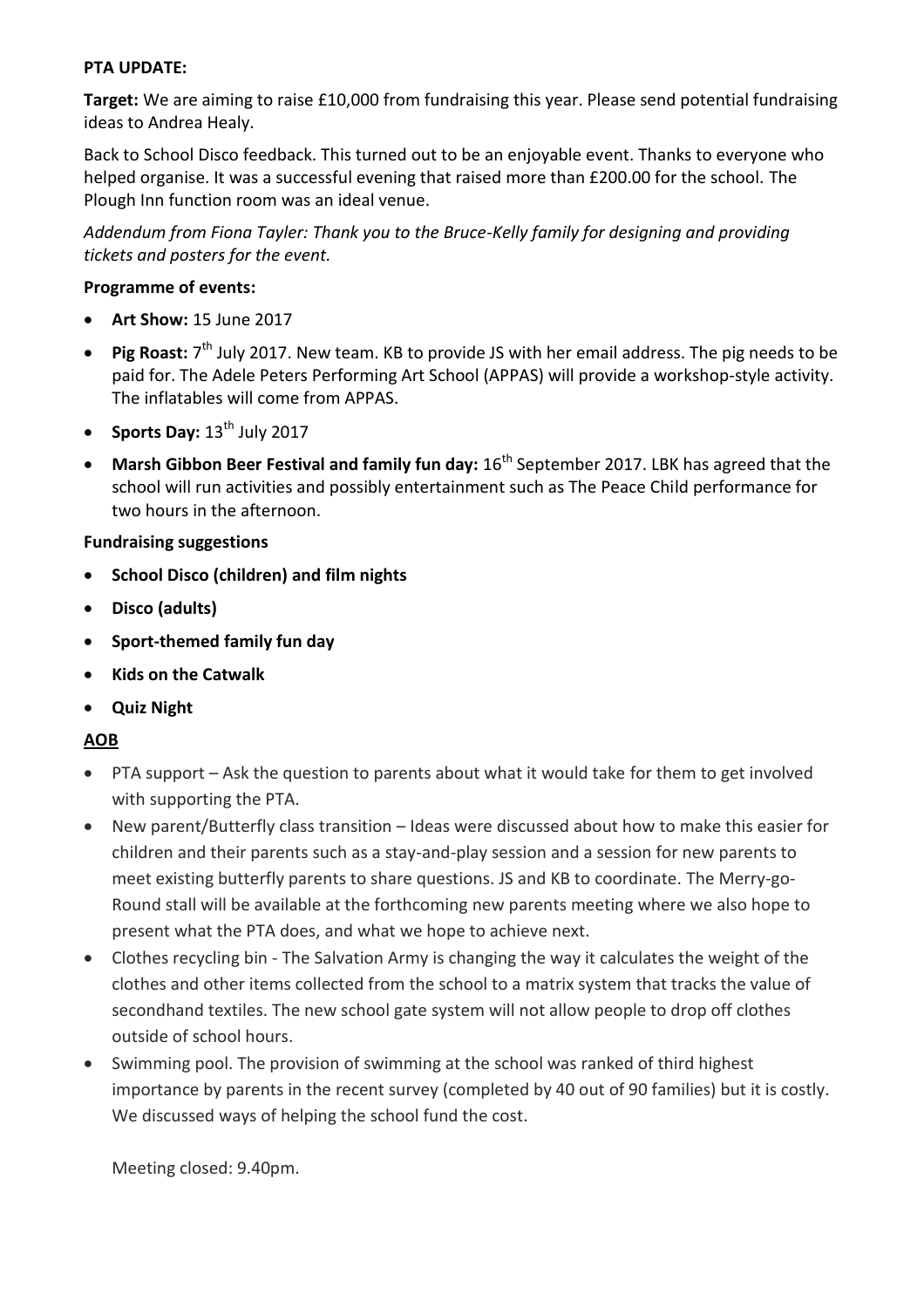**PTA UPDATE:**

**Target:** We are aiming to raise £10,000 from fundraising this year. Please send potential fundraising ideas to Andrea Healy.

Back to School Disco feedback. This turned out to be an enjoyable event. Thanks to everyone who helped organise. It was a successful evening that raised more than £200.00 for the school. The Plough Inn function room was an ideal venue.

*Addendum from Fiona Tayler: Thank you to the Bruce-Kelly family for designing and providing tickets and posters for the event.*

**Programme of events:**

- **Art Show:** 15 June 2017
- **Pig Roast:** 7th July 2017. New team. KB to provide JS with her email address. The pig needs to be paid for. The Adele Peters Performing Art School (APPAS) will provide a workshop-style activity. The inflatables will come from APPAS.
- **Sports Day:** 13th July 2017
- **Marsh Gibbon Beer Festival and family fun day:** 16th September 2017. LBK has agreed that the school will run activities and possibly entertainment such as The Peace Child performance for two hours in the afternoon.

**Fundraising suggestions**

- **School Disco (children) and film nights**
- **Disco (adults)**
- **Sport-themed family fun day**
- **Kids on the Catwalk**
- **Quiz Night**

**AOB**

- PTA support – Ask the question to parents about what it would take for them to get involved with supporting the PTA.
- New parent/Butterfly class transition – Ideas were discussed about how to make this easier for children and their parents such as a stay-and-play session and a session for new parents to meet existing butterfly parents to share questions. JS and KB to coordinate. The Merry-go-Round stall will be available at the forthcoming new parents meeting where we also hope to present what the PTA does, and what we hope to achieve next.
- Clothes recycling bin - The Salvation Army is changing the way it calculates the weight of the clothes and other items collected from the school to a matrix system that tracks the value of secondhand textiles. The new school gate system will not allow people to drop off clothes outside of school hours.
- Swimming pool. The provision of swimming at the school was ranked of third highest importance by parents in the recent survey (completed by 40 out of 90 families) but it is costly. We discussed ways of helping the school fund the cost.

Meeting closed: 9.40pm.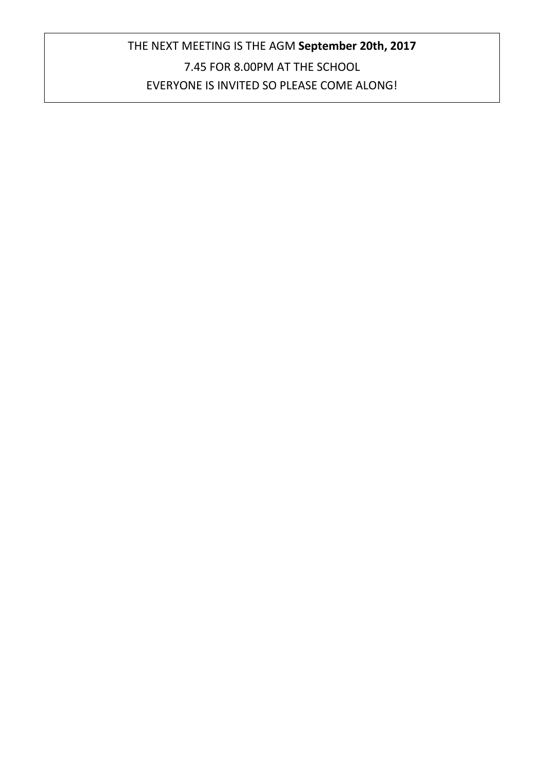THE NEXT MEETING IS THE AGM **September 20th, 2017**

7.45 FOR 8.00PM AT THE SCHOOL

EVERYONE IS INVITED SO PLEASE COME ALONG!